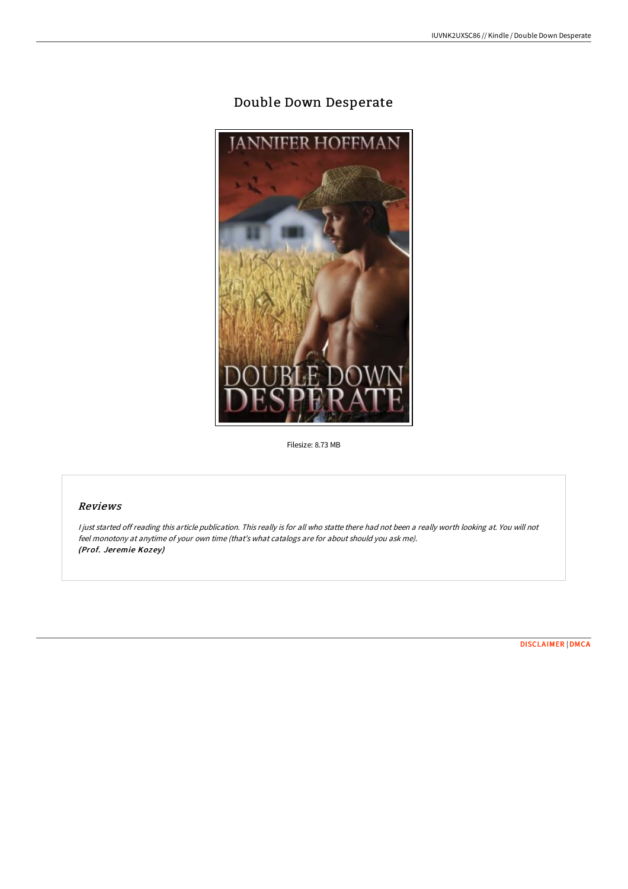# Double Down Desperate

Filesize: 8.73 MB

## *Reviews*

*I just started off reading this article publication. This really is for all who statte there had not been a really worth looking at. You will not feel monotony at anytime of your own time (that's what catalogs are for about should you ask me).*
***(Prof. Jeremie Kozey)***

DISCLAIMER | DMCA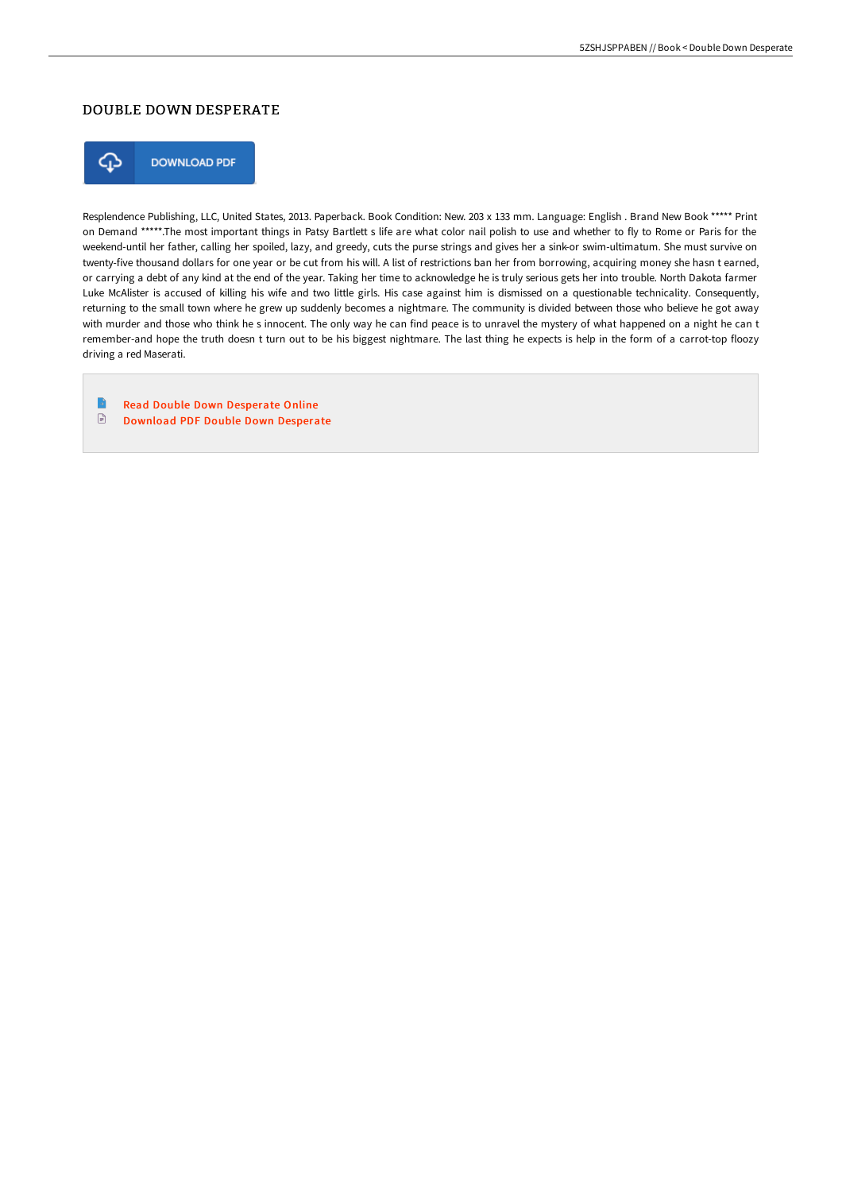# DOUBLE DOWN DESPERATE

DOWNLOAD PDF

Resplendence Publishing, LLC, United States, 2013. Paperback. Book Condition: New. 203 x 133 mm. Language: English . Brand New Book ***** Print on Demand *****.The most important things in Patsy Bartlett s life are what color nail polish to use and whether to fly to Rome or Paris for the weekend-until her father, calling her spoiled, lazy, and greedy, cuts the purse strings and gives her a sink-or swim-ultimatum. She must survive on twenty-five thousand dollars for one year or be cut from his will. A list of restrictions ban her from borrowing, acquiring money she hasn t earned, or carrying a debt of any kind at the end of the year. Taking her time to acknowledge he is truly serious gets her into trouble. North Dakota farmer Luke McAlister is accused of killing his wife and two little girls. His case against him is dismissed on a questionable technicality. Consequently, returning to the small town where he grew up suddenly becomes a nightmare. The community is divided between those who believe he got away with murder and those who think he s innocent. The only way he can find peace is to unravel the mystery of what happened on a night he can t remember-and hope the truth doesn t turn out to be his biggest nightmare. The last thing he expects is help in the form of a carrot-top floozy driving a red Maserati.

- Read Double Down Desperate Online
- Download PDF Double Down Desperate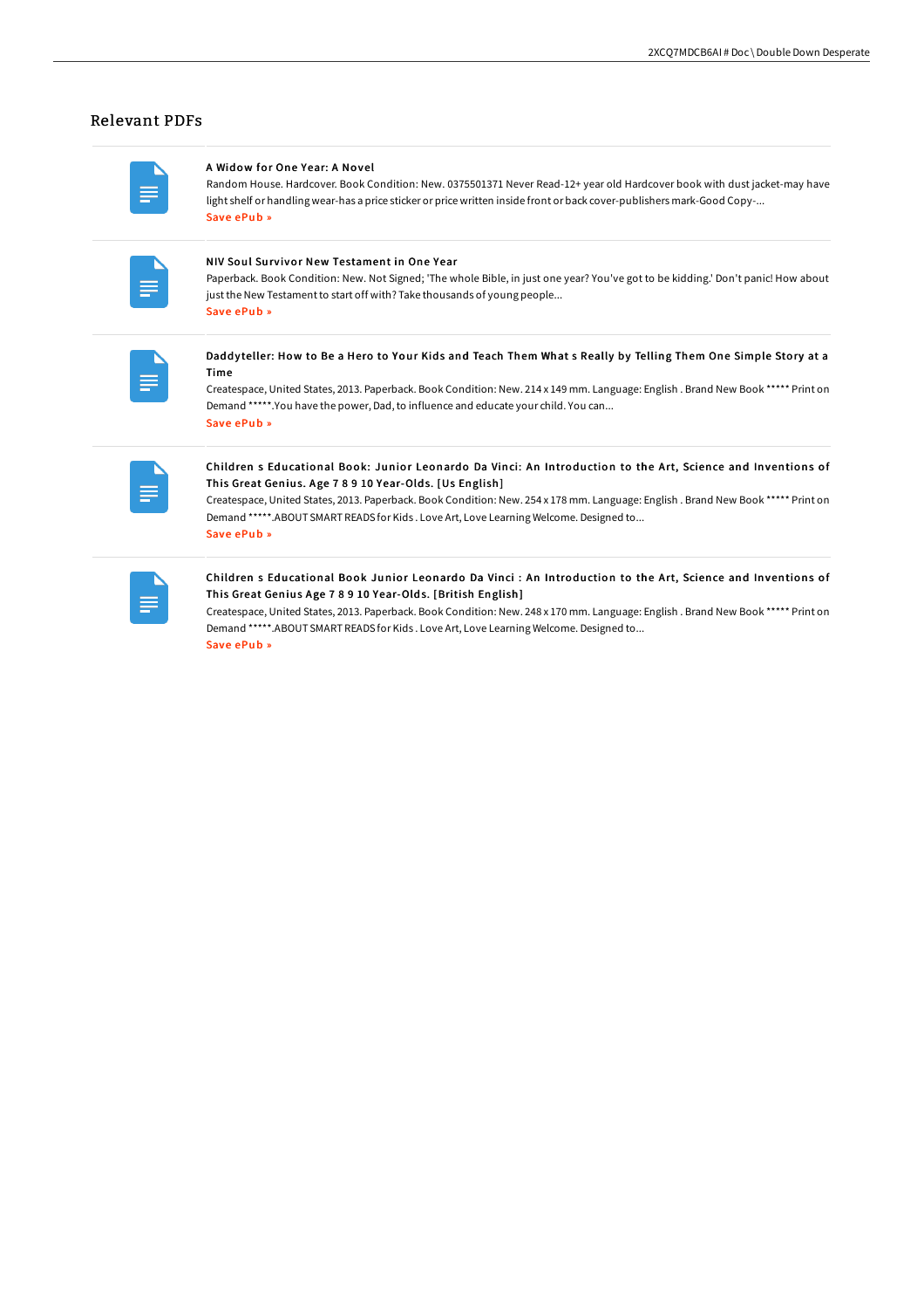## Relevant PDFs

### A Widow for One Year: A Novel

Random House. Hardcover. Book Condition: New. 0375501371 Never Read-12+ year old Hardcover book with dust jacket-may have light shelf or handling wear-has a price sticker or price written inside front or back cover-publishers mark-Good Copy-...

Save ePub »

### NIV Soul Survivor New Testament in One Year

Paperback. Book Condition: New. Not Signed; 'The whole Bible, in just one year? You've got to be kidding.' Don't panic! How about just the New Testament to start off with? Take thousands of young people...

Save ePub »

### Daddyteller: How to Be a Hero to Your Kids and Teach Them What s Really by Telling Them One Simple Story at a Time

Createspace, United States, 2013. Paperback. Book Condition: New. 214 x 149 mm. Language: English . Brand New Book ***** Print on Demand *****.You have the power, Dad, to influence and educate your child. You can...

Save ePub »

### Children s Educational Book: Junior Leonardo Da Vinci: An Introduction to the Art, Science and Inventions of This Great Genius. Age 7 8 9 10 Year-Olds. [Us English]

Createspace, United States, 2013. Paperback. Book Condition: New. 254 x 178 mm. Language: English . Brand New Book ***** Print on Demand *****.ABOUT SMART READS for Kids . Love Art, Love Learning Welcome. Designed to...

Save ePub »

### Children s Educational Book Junior Leonardo Da Vinci : An Introduction to the Art, Science and Inventions of This Great Genius Age 7 8 9 10 Year-Olds. [British English]

Createspace, United States, 2013. Paperback. Book Condition: New. 248 x 170 mm. Language: English . Brand New Book ***** Print on Demand *****.ABOUT SMART READS for Kids . Love Art, Love Learning Welcome. Designed to...

Save ePub »